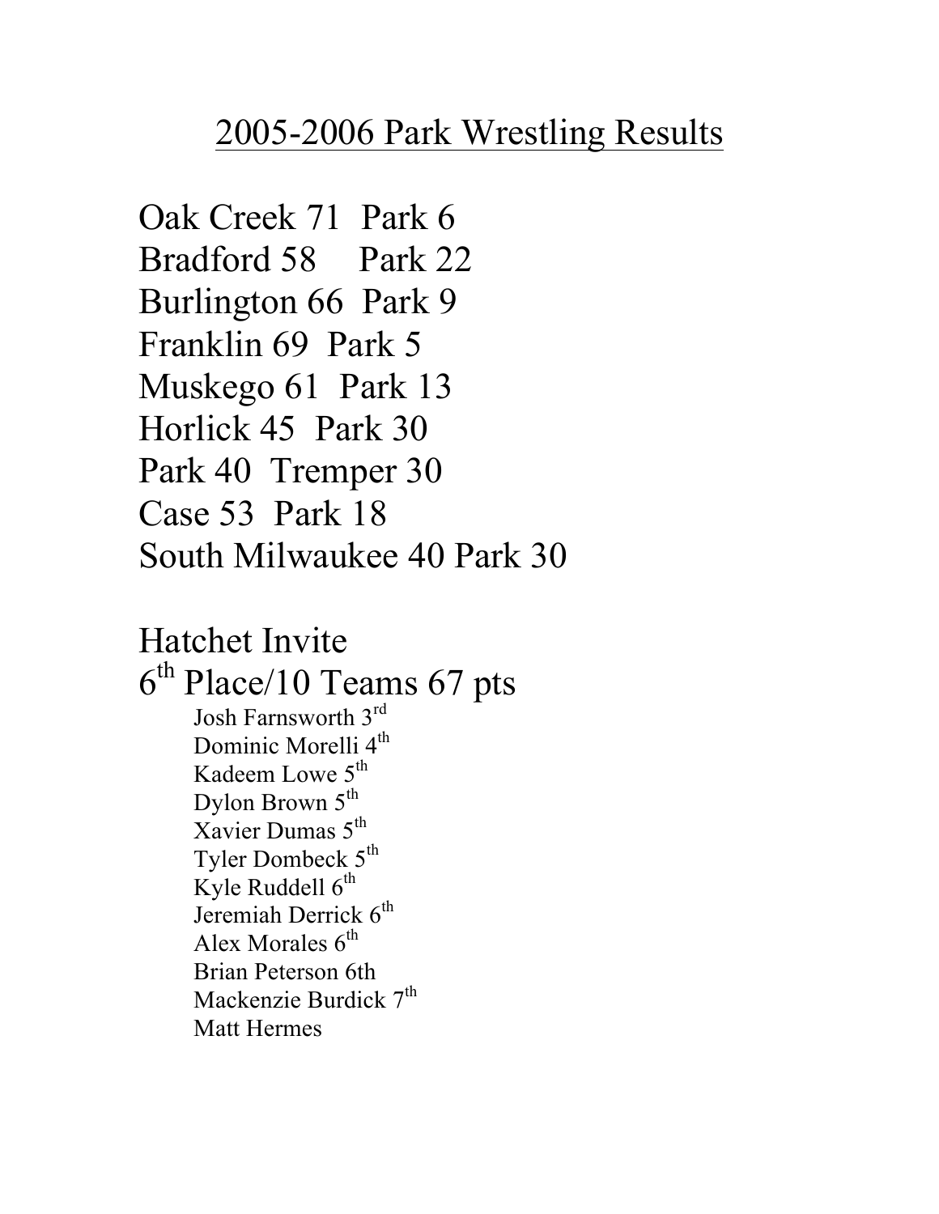# 2005-2006 Park Wrestling Results

Oak Creek 71 Park 6
Bradford 58 Park 22
Burlington 66 Park 9
Franklin 69 Park 5
Muskego 61 Park 13
Horlick 45 Park 30
Park 40 Tremper 30
Case 53 Park 18
South Milwaukee 40 Park 30

## Hatchet Invite

## 6th Place/10 Teams 67 pts

- Josh Farnsworth 3rd
- Dominic Morelli 4th
- Kadeem Lowe 5th
- Dylon Brown 5th
- Xavier Dumas 5th
- Tyler Dombeck 5th
- Kyle Ruddell 6th
- Jeremiah Derrick 6th
- Alex Morales 6th
- Brian Peterson 6th
- Mackenzie Burdick 7th
- Matt Hermes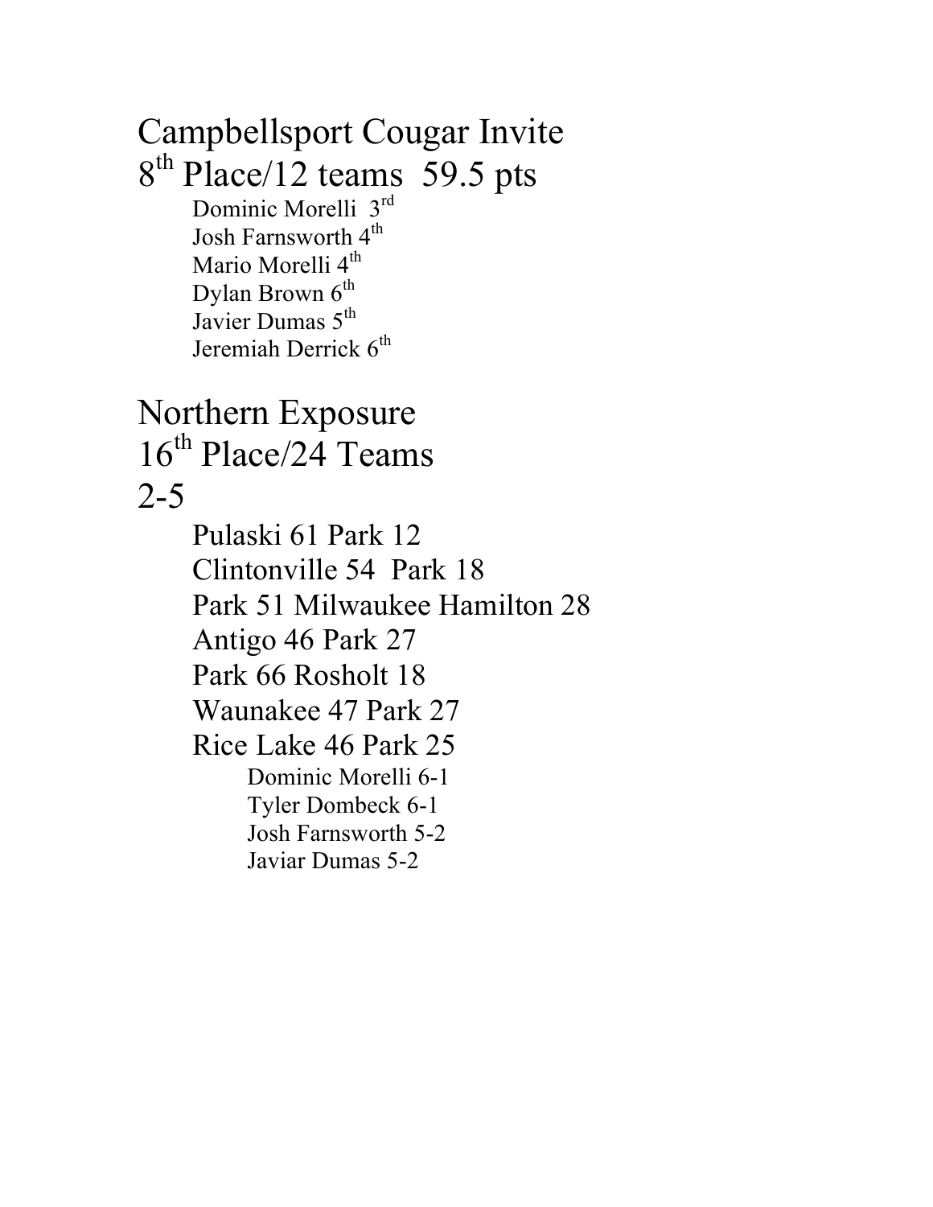# Campbellsport Cougar Invite

## 8th Place/12 teams 59.5 pts

- Dominic Morelli 3rd
- Josh Farnsworth 4th
- Mario Morelli 4th
- Dylan Brown 6th
- Javier Dumas 5th
- Jeremiah Derrick 6th

# Northern Exposure

## 16th Place/24 Teams

## 2-5

- Pulaski 61 Park 12
- Clintonville 54 Park 18
- Park 51 Milwaukee Hamilton 28
- Antigo 46 Park 27
- Park 66 Rosholt 18
- Waunakee 47 Park 27
- Rice Lake 46 Park 25
  - Dominic Morelli 6-1
  - Tyler Dombeck 6-1
  - Josh Farnsworth 5-2
  - Javiar Dumas 5-2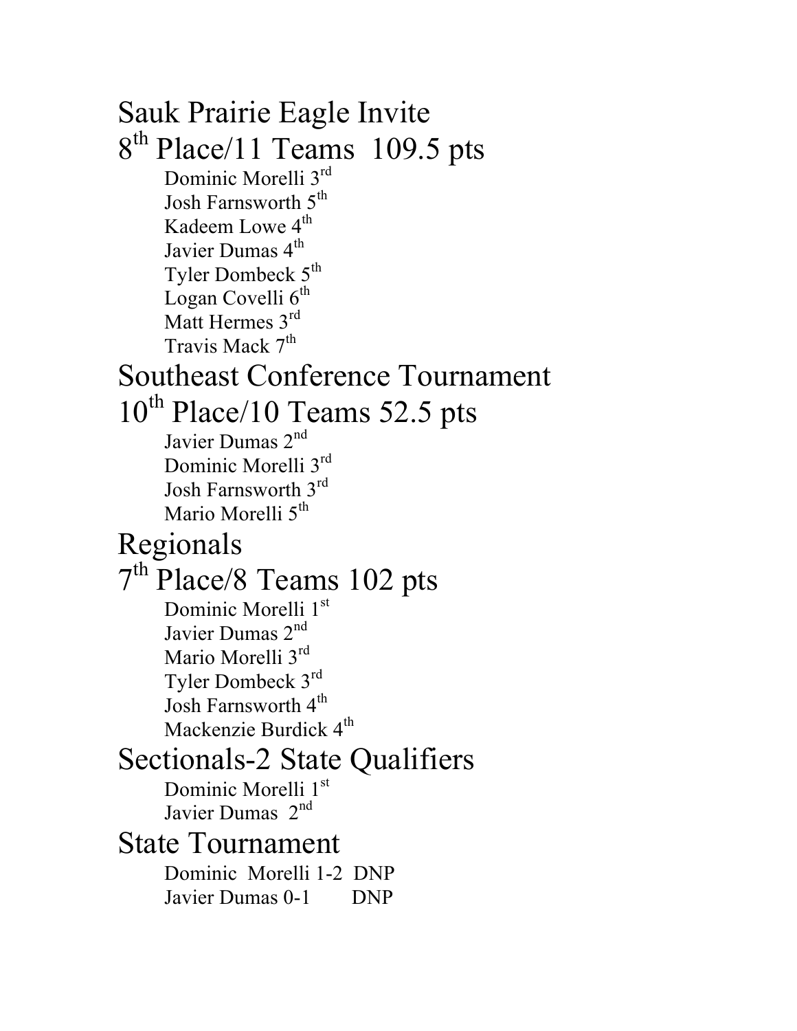## Sauk Prairie Eagle Invite

## 8th Place/11 Teams  109.5 pts

- Dominic Morelli 3rd
- Josh Farnsworth 5th
- Kadeem Lowe 4th
- Javier Dumas 4th
- Tyler Dombeck 5th
- Logan Covelli 6th
- Matt Hermes 3rd
- Travis Mack 7th

## Southeast Conference Tournament

## 10th Place/10 Teams 52.5 pts

- Javier Dumas 2nd
- Dominic Morelli 3rd
- Josh Farnsworth 3rd
- Mario Morelli 5th

## Regionals

## 7th Place/8 Teams 102 pts

- Dominic Morelli 1st
- Javier Dumas 2nd
- Mario Morelli 3rd
- Tyler Dombeck 3rd
- Josh Farnsworth 4th
- Mackenzie Burdick 4th

## Sectionals-2 State Qualifiers

- Dominic Morelli 1st
- Javier Dumas 2nd

## State Tournament

- Dominic Morelli 1-2 DNP
- Javier Dumas 0-1 DNP